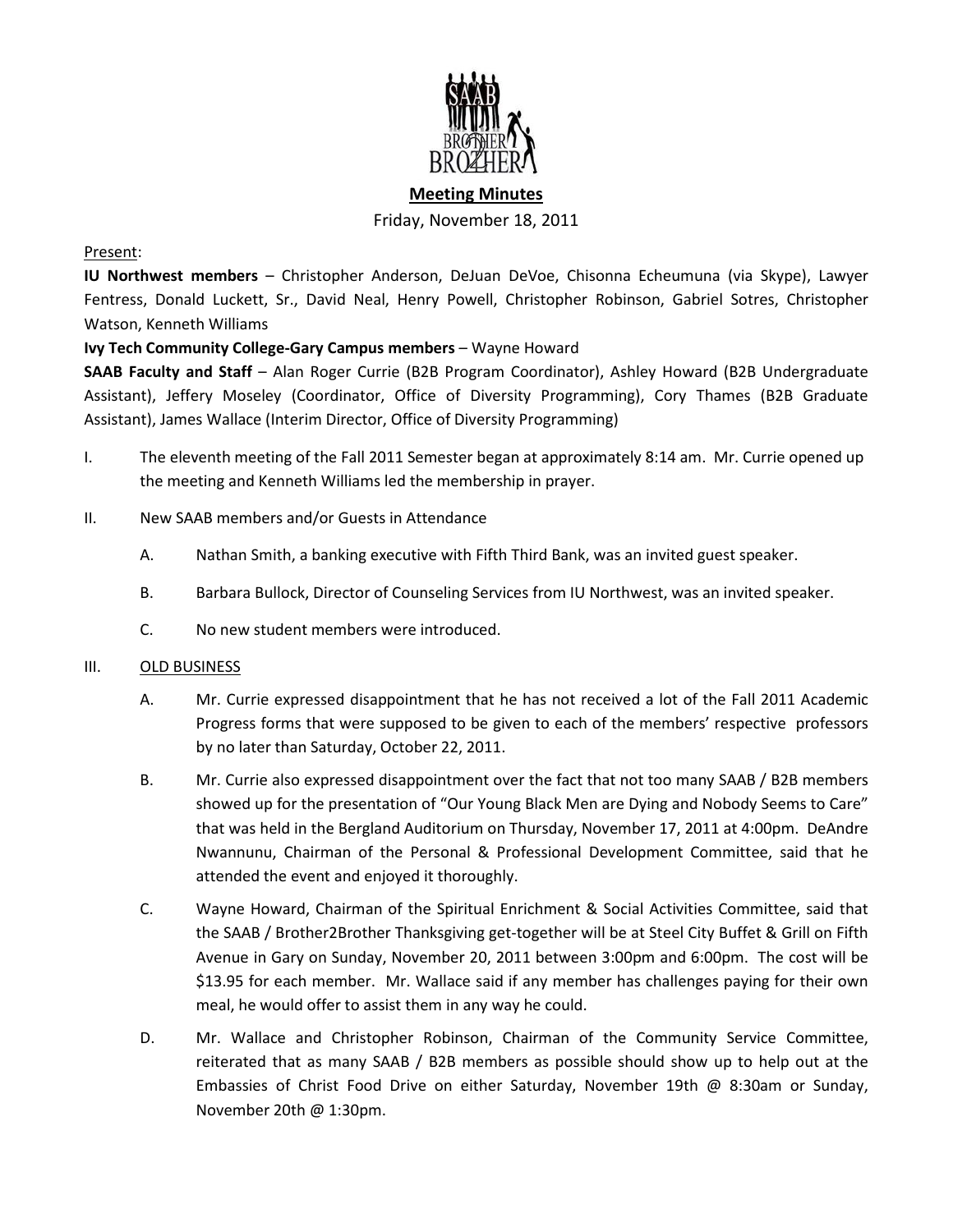**Meeting Minutes**

Friday, November 18, 2011

Present:

**IU Northwest members** – Christopher Anderson, DeJuan DeVoe, Chisonna Echeumuna (via Skype), Lawyer Fentress, Donald Luckett, Sr., David Neal, Henry Powell, Christopher Robinson, Gabriel Sotres, Christopher Watson, Kenneth Williams

**Ivy Tech Community College-Gary Campus members** – Wayne Howard

**SAAB Faculty and Staff** – Alan Roger Currie (B2B Program Coordinator), Ashley Howard (B2B Undergraduate Assistant), Jeffery Moseley (Coordinator, Office of Diversity Programming), Cory Thames (B2B Graduate Assistant), James Wallace (Interim Director, Office of Diversity Programming)

I. The eleventh meeting of the Fall 2011 Semester began at approximately 8:14 am. Mr. Currie opened up the meeting and Kenneth Williams led the membership in prayer.

II. New SAAB members and/or Guests in Attendance

  A. Nathan Smith, a banking executive with Fifth Third Bank, was an invited guest speaker.

  B. Barbara Bullock, Director of Counseling Services from IU Northwest, was an invited speaker.

  C. No new student members were introduced.

III. OLD BUSINESS

  A. Mr. Currie expressed disappointment that he has not received a lot of the Fall 2011 Academic Progress forms that were supposed to be given to each of the members' respective professors by no later than Saturday, October 22, 2011.

  B. Mr. Currie also expressed disappointment over the fact that not too many SAAB / B2B members showed up for the presentation of "Our Young Black Men are Dying and Nobody Seems to Care" that was held in the Bergland Auditorium on Thursday, November 17, 2011 at 4:00pm. DeAndre Nwannunu, Chairman of the Personal & Professional Development Committee, said that he attended the event and enjoyed it thoroughly.

  C. Wayne Howard, Chairman of the Spiritual Enrichment & Social Activities Committee, said that the SAAB / Brother2Brother Thanksgiving get-together will be at Steel City Buffet & Grill on Fifth Avenue in Gary on Sunday, November 20, 2011 between 3:00pm and 6:00pm. The cost will be $13.95 for each member. Mr. Wallace said if any member has challenges paying for their own meal, he would offer to assist them in any way he could.

  D. Mr. Wallace and Christopher Robinson, Chairman of the Community Service Committee, reiterated that as many SAAB / B2B members as possible should show up to help out at the Embassies of Christ Food Drive on either Saturday, November 19th @ 8:30am or Sunday, November 20th @ 1:30pm.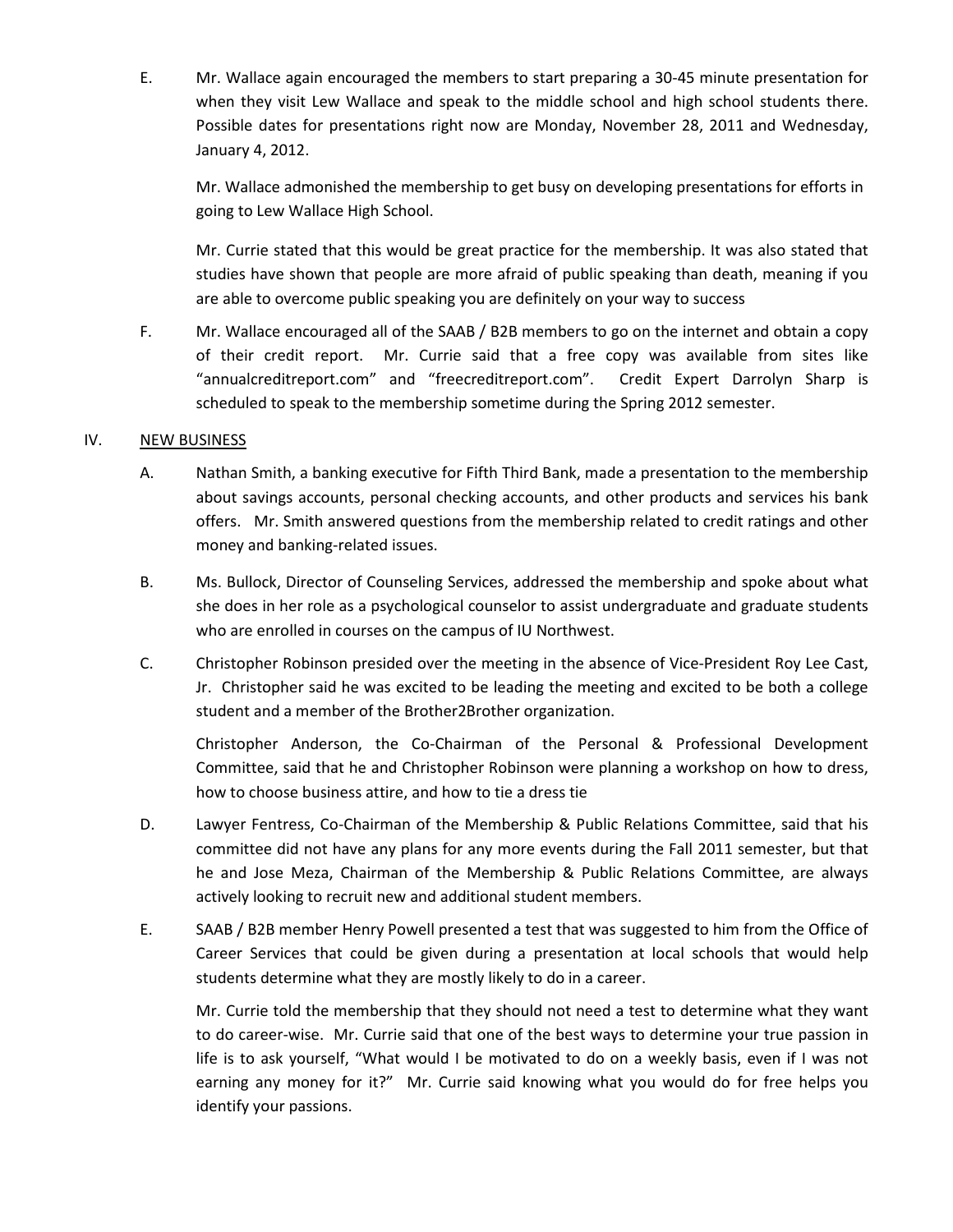E. Mr. Wallace again encouraged the members to start preparing a 30-45 minute presentation for when they visit Lew Wallace and speak to the middle school and high school students there. Possible dates for presentations right now are Monday, November 28, 2011 and Wednesday, January 4, 2012.

   Mr. Wallace admonished the membership to get busy on developing presentations for efforts in going to Lew Wallace High School.

   Mr. Currie stated that this would be great practice for the membership. It was also stated that studies have shown that people are more afraid of public speaking than death, meaning if you are able to overcome public speaking you are definitely on your way to success

F. Mr. Wallace encouraged all of the SAAB / B2B members to go on the internet and obtain a copy of their credit report. Mr. Currie said that a free copy was available from sites like "annualcreditreport.com" and "freecreditreport.com". Credit Expert Darrolyn Sharp is scheduled to speak to the membership sometime during the Spring 2012 semester.

IV. <u>NEW BUSINESS</u>

A. Nathan Smith, a banking executive for Fifth Third Bank, made a presentation to the membership about savings accounts, personal checking accounts, and other products and services his bank offers. Mr. Smith answered questions from the membership related to credit ratings and other money and banking-related issues.

B. Ms. Bullock, Director of Counseling Services, addressed the membership and spoke about what she does in her role as a psychological counselor to assist undergraduate and graduate students who are enrolled in courses on the campus of IU Northwest.

C. Christopher Robinson presided over the meeting in the absence of Vice-President Roy Lee Cast, Jr. Christopher said he was excited to be leading the meeting and excited to be both a college student and a member of the Brother2Brother organization.

   Christopher Anderson, the Co-Chairman of the Personal & Professional Development Committee, said that he and Christopher Robinson were planning a workshop on how to dress, how to choose business attire, and how to tie a dress tie

D. Lawyer Fentress, Co-Chairman of the Membership & Public Relations Committee, said that his committee did not have any plans for any more events during the Fall 2011 semester, but that he and Jose Meza, Chairman of the Membership & Public Relations Committee, are always actively looking to recruit new and additional student members.

E. SAAB / B2B member Henry Powell presented a test that was suggested to him from the Office of Career Services that could be given during a presentation at local schools that would help students determine what they are mostly likely to do in a career.

   Mr. Currie told the membership that they should not need a test to determine what they want to do career-wise. Mr. Currie said that one of the best ways to determine your true passion in life is to ask yourself, "What would I be motivated to do on a weekly basis, even if I was not earning any money for it?" Mr. Currie said knowing what you would do for free helps you identify your passions.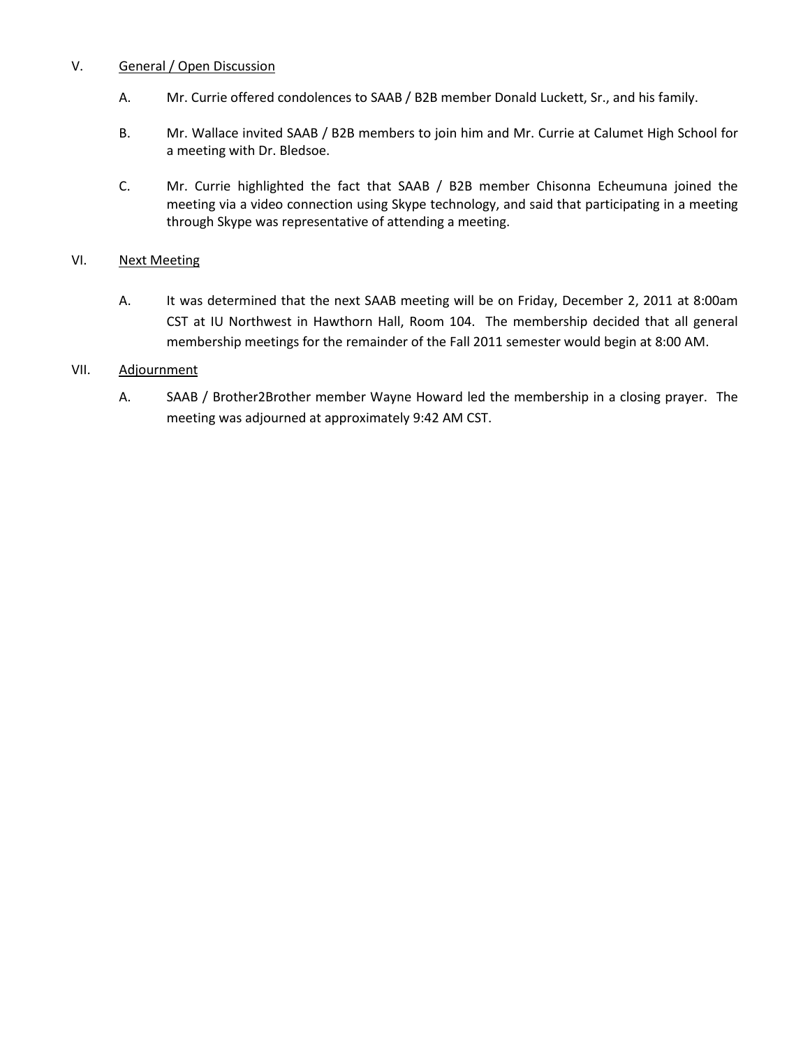V. <u>General / Open Discussion</u>

A. Mr. Currie offered condolences to SAAB / B2B member Donald Luckett, Sr., and his family.

B. Mr. Wallace invited SAAB / B2B members to join him and Mr. Currie at Calumet High School for a meeting with Dr. Bledsoe.

C. Mr. Currie highlighted the fact that SAAB / B2B member Chisonna Echeumuna joined the meeting via a video connection using Skype technology, and said that participating in a meeting through Skype was representative of attending a meeting.

VI. <u>Next Meeting</u>

A. It was determined that the next SAAB meeting will be on Friday, December 2, 2011 at 8:00am CST at IU Northwest in Hawthorn Hall, Room 104. The membership decided that all general membership meetings for the remainder of the Fall 2011 semester would begin at 8:00 AM.

VII. <u>Adjournment</u>

A. SAAB / Brother2Brother member Wayne Howard led the membership in a closing prayer. The meeting was adjourned at approximately 9:42 AM CST.